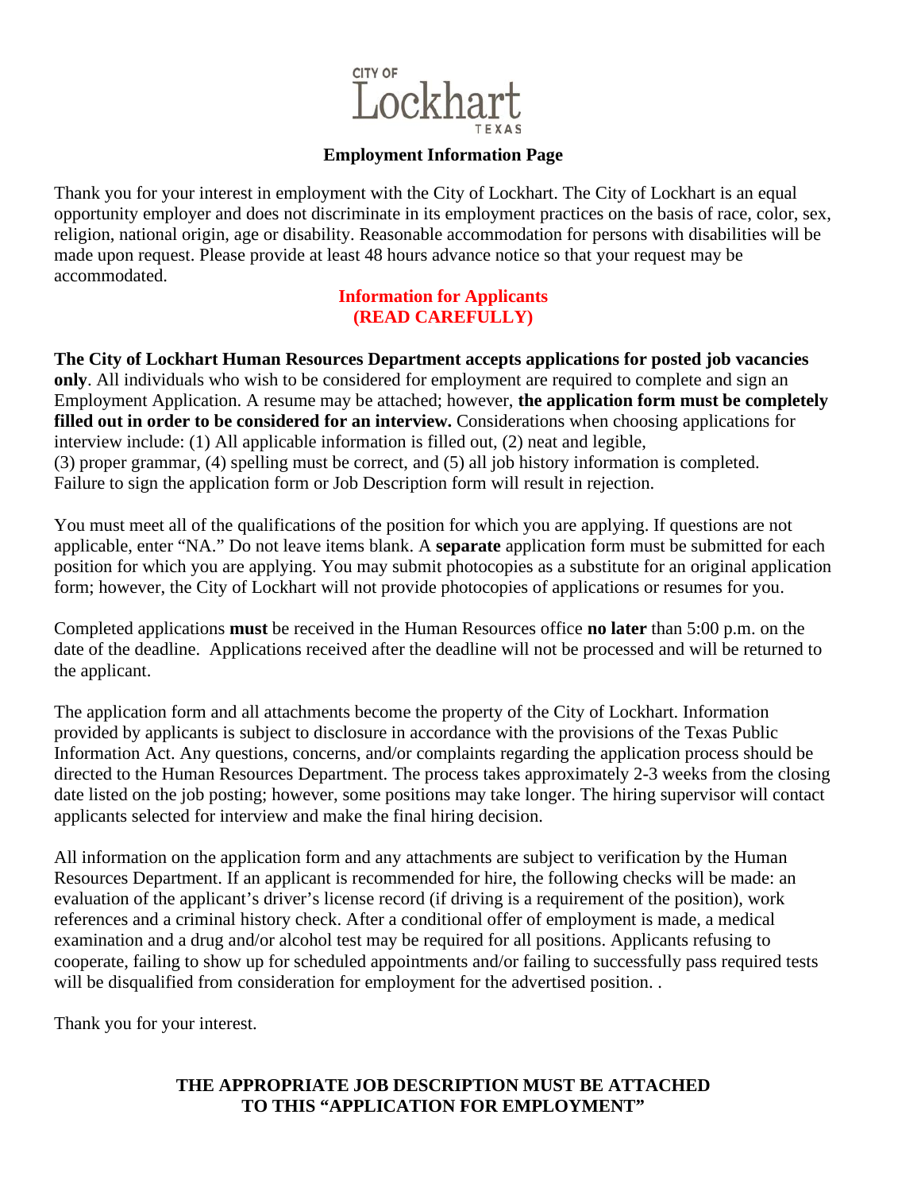CITY OF Lockhart TEXAS

## Employment Information Page

Thank you for your interest in employment with the City of Lockhart. The City of Lockhart is an equal opportunity employer and does not discriminate in its employment practices on the basis of race, color, sex, religion, national origin, age or disability. Reasonable accommodation for persons with disabilities will be made upon request. Please provide at least 48 hours advance notice so that your request may be accommodated.

### Information for Applicants (READ CAREFULLY)

**The City of Lockhart Human Resources Department accepts applications for posted job vacancies only**. All individuals who wish to be considered for employment are required to complete and sign an Employment Application. A resume may be attached; however, **the application form must be completely filled out in order to be considered for an interview.** Considerations when choosing applications for interview include: (1) All applicable information is filled out, (2) neat and legible, (3) proper grammar, (4) spelling must be correct, and (5) all job history information is completed. Failure to sign the application form or Job Description form will result in rejection.

You must meet all of the qualifications of the position for which you are applying. If questions are not applicable, enter "NA." Do not leave items blank. A **separate** application form must be submitted for each position for which you are applying. You may submit photocopies as a substitute for an original application form; however, the City of Lockhart will not provide photocopies of applications or resumes for you.

Completed applications **must** be received in the Human Resources office **no later** than 5:00 p.m. on the date of the deadline. Applications received after the deadline will not be processed and will be returned to the applicant.

The application form and all attachments become the property of the City of Lockhart. Information provided by applicants is subject to disclosure in accordance with the provisions of the Texas Public Information Act. Any questions, concerns, and/or complaints regarding the application process should be directed to the Human Resources Department. The process takes approximately 2-3 weeks from the closing date listed on the job posting; however, some positions may take longer. The hiring supervisor will contact applicants selected for interview and make the final hiring decision.

All information on the application form and any attachments are subject to verification by the Human Resources Department. If an applicant is recommended for hire, the following checks will be made: an evaluation of the applicant's driver's license record (if driving is a requirement of the position), work references and a criminal history check. After a conditional offer of employment is made, a medical examination and a drug and/or alcohol test may be required for all positions. Applicants refusing to cooperate, failing to show up for scheduled appointments and/or failing to successfully pass required tests will be disqualified from consideration for employment for the advertised position. .

Thank you for your interest.

**THE APPROPRIATE JOB DESCRIPTION MUST BE ATTACHED TO THIS "APPLICATION FOR EMPLOYMENT"**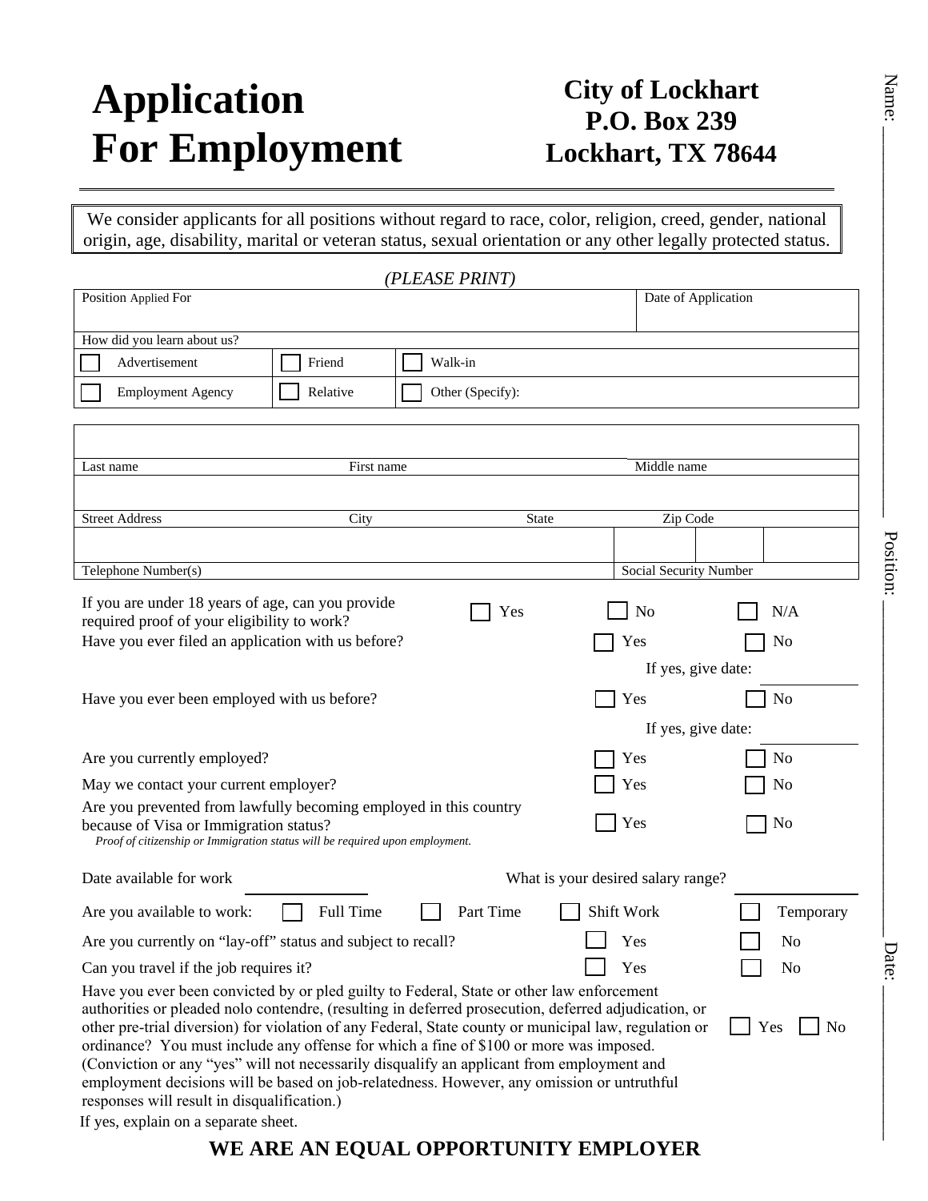# Application For Employment

**City of Lockhart**
**P.O. Box 239**
**Lockhart, TX 78644**

Name: ______________ Position: ______________ Date: ______________

We consider applicants for all positions without regard to race, color, religion, creed, gender, national origin, age, disability, marital or veteran status, sexual orientation or any other legally protected status.

*(PLEASE PRINT)*

| Position Applied For | | | Date of Application |
|---|---|---|---|
| How did you learn about us? | | | |
| ☐ Advertisement | ☐ Friend | ☐ Walk-in | |
| ☐ Employment Agency | ☐ Relative | ☐ Other (Specify): | |

| | | | |
|---|---|---|---|
| Last name | First name | | Middle name |
| Street Address | City | State | Zip Code |
| Telephone Number(s) | | | Social Security Number |

If you are under 18 years of age, can you provide required proof of your eligibility to work? ☐ Yes ☐ No ☐ N/A

Have you ever filed an application with us before? ☐ Yes ☐ No
If yes, give date: ______________

Have you ever been employed with us before? ☐ Yes ☐ No
If yes, give date: ______________

Are you currently employed? ☐ Yes ☐ No

May we contact your current employer? ☐ Yes ☐ No

Are you prevented from lawfully becoming employed in this country because of Visa or Immigration status? ☐ Yes ☐ No
*Proof of citizenship or Immigration status will be required upon employment.*

Date available for work ______________ What is your desired salary range? ______________

Are you available to work: ☐ Full Time ☐ Part Time ☐ Shift Work ☐ Temporary

Are you currently on "lay-off" status and subject to recall? ☐ Yes ☐ No

Can you travel if the job requires it? ☐ Yes ☐ No

Have you ever been convicted by or pled guilty to Federal, State or other law enforcement authorities or pleaded nolo contendre, (resulting in deferred prosecution, deferred adjudication, or other pre-trial diversion) for violation of any Federal, State county or municipal law, regulation or ordinance? You must include any offense for which a fine of $100 or more was imposed. (Conviction or any "yes" will not necessarily disqualify an applicant from employment and employment decisions will be based on job-relatedness. However, any omission or untruthful responses will result in disqualification.) ☐ Yes ☐ No

If yes, explain on a separate sheet.

**WE ARE AN EQUAL OPPORTUNITY EMPLOYER**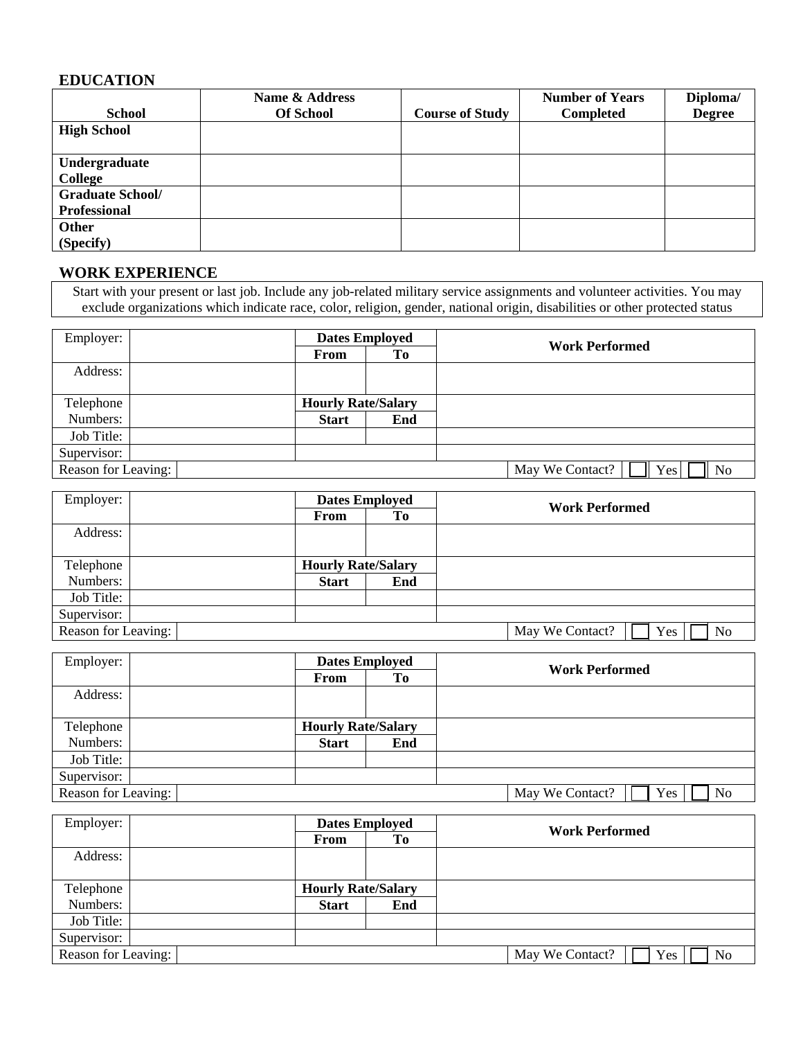## EDUCATION

| School | Name & Address Of School | Course of Study | Number of Years Completed | Diploma/ Degree |
|---|---|---|---|---|
| **High School** | | | | |
| **Undergraduate College** | | | | |
| **Graduate School/ Professional** | | | | |
| **Other (Specify)** | | | | |

## WORK EXPERIENCE

Start with your present or last job. Include any job-related military service assignments and volunteer activities. You may exclude organizations which indicate race, color, religion, gender, national origin, disabilities or other protected status

| Employer: | | **Dates Employed** | | **Work Performed** |
|---|---|---|---|---|
| | | **From** | **To** | |
| Address: | | | | |
| Telephone Numbers: | | **Hourly Rate/Salary** | | |
| | | **Start** | **End** | |
| Job Title: | | | | |
| Supervisor: | | | | |
| Reason for Leaving: | | | | May We Contact? ☐ Yes ☐ No |

| Employer: | | **Dates Employed** | | **Work Performed** |
|---|---|---|---|---|
| | | **From** | **To** | |
| Address: | | | | |
| Telephone Numbers: | | **Hourly Rate/Salary** | | |
| | | **Start** | **End** | |
| Job Title: | | | | |
| Supervisor: | | | | |
| Reason for Leaving: | | | | May We Contact? ☐ Yes ☐ No |

| Employer: | | **Dates Employed** | | **Work Performed** |
|---|---|---|---|---|
| | | **From** | **To** | |
| Address: | | | | |
| Telephone Numbers: | | **Hourly Rate/Salary** | | |
| | | **Start** | **End** | |
| Job Title: | | | | |
| Supervisor: | | | | |
| Reason for Leaving: | | | | May We Contact? ☐ Yes ☐ No |

| Employer: | | **Dates Employed** | | **Work Performed** |
|---|---|---|---|---|
| | | **From** | **To** | |
| Address: | | | | |
| Telephone Numbers: | | **Hourly Rate/Salary** | | |
| | | **Start** | **End** | |
| Job Title: | | | | |
| Supervisor: | | | | |
| Reason for Leaving: | | | | May We Contact? ☐ Yes ☐ No |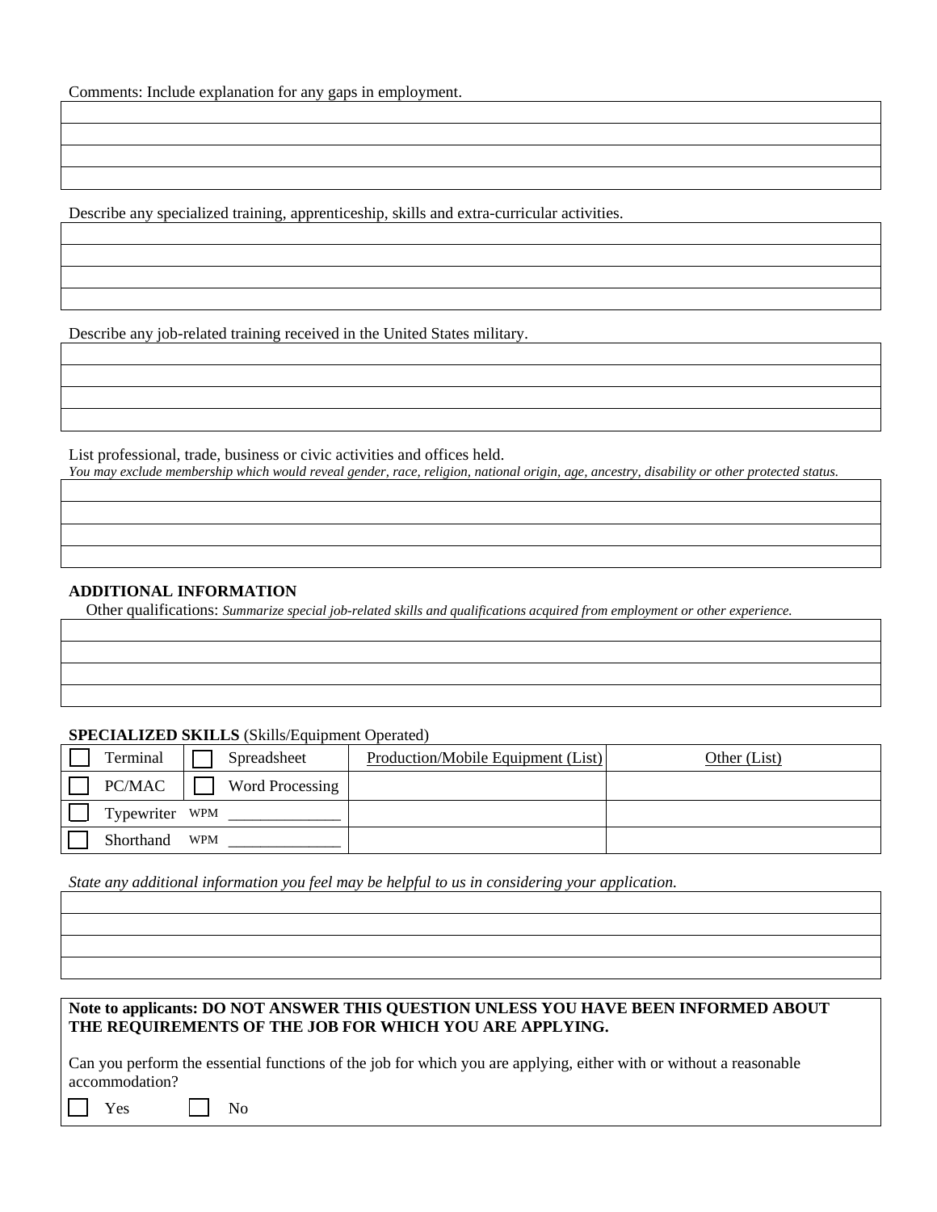Comments: Include explanation for any gaps in employment.

| |
|---|
| |
| |
| |
| |

Describe any specialized training, apprenticeship, skills and extra-curricular activities.

| |
|---|
| |
| |
| |
| |

Describe any job-related training received in the United States military.

| |
|---|
| |
| |
| |
| |

List professional, trade, business or civic activities and offices held.
*You may exclude membership which would reveal gender, race, religion, national origin, age, ancestry, disability or other protected status.*

| |
|---|
| |
| |
| |
| |

**ADDITIONAL INFORMATION**

Other qualifications: *Summarize special job-related skills and qualifications acquired from employment or other experience.*

| |
|---|
| |
| |
| |
| |

**SPECIALIZED SKILLS** (Skills/Equipment Operated)

| | | Production/Mobile Equipment (List) | Other (List) |
|---|---|---|---|
| ☐ Terminal | ☐ Spreadsheet | | |
| ☐ PC/MAC | ☐ Word Processing | | |
| ☐ Typewriter WPM ______________ | | | |
| ☐ Shorthand WPM ______________ | | | |

*State any additional information you feel may be helpful to us in considering your application.*

| |
|---|
| |
| |
| |
| |

**Note to applicants: DO NOT ANSWER THIS QUESTION UNLESS YOU HAVE BEEN INFORMED ABOUT THE REQUIREMENTS OF THE JOB FOR WHICH YOU ARE APPLYING.**

Can you perform the essential functions of the job for which you are applying, either with or without a reasonable accommodation?

☐ Yes ☐ No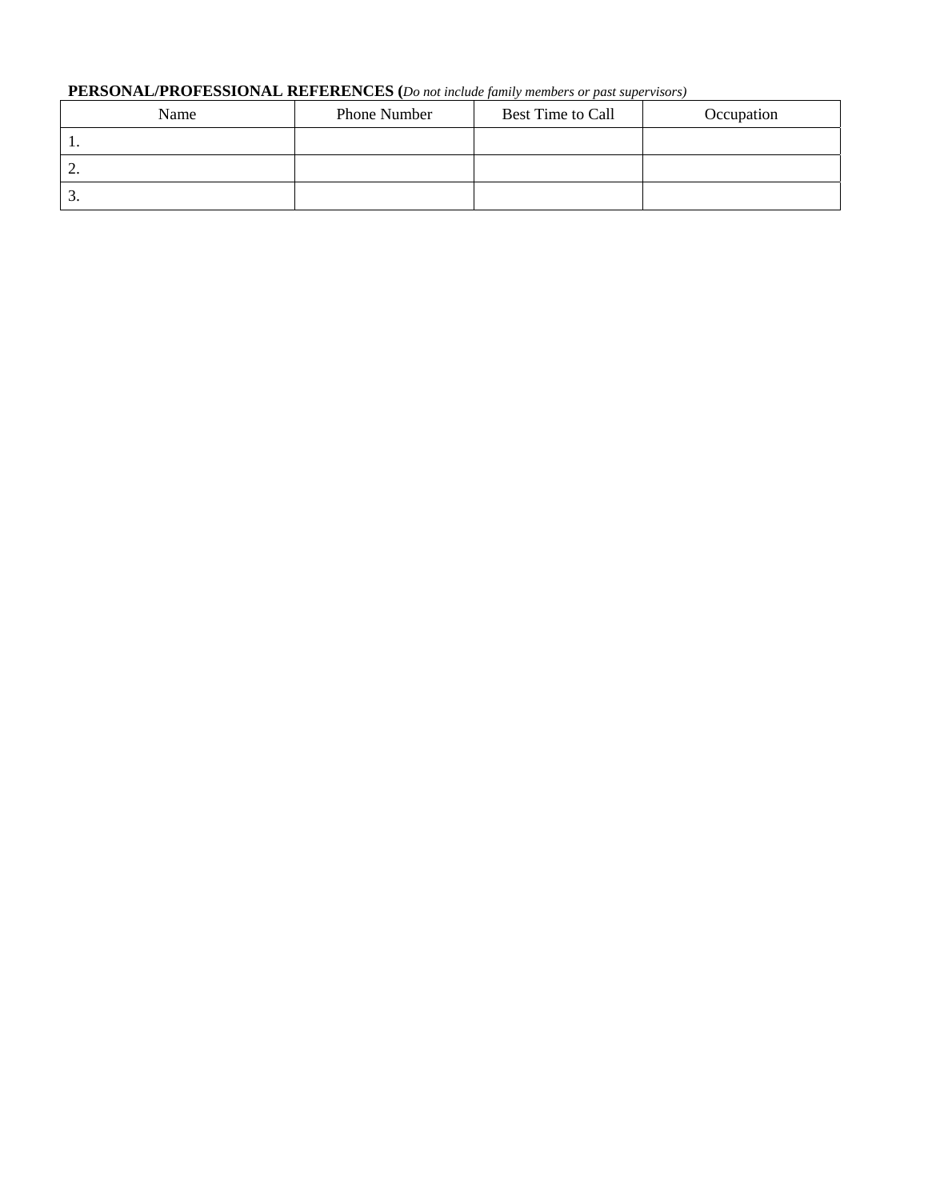**PERSONAL/PROFESSIONAL REFERENCES (***Do not include family members or past supervisors)*

| Name | Phone Number | Best Time to Call | Occupation |
|---|---|---|---|
| 1. | | | |
| 2. | | | |
| 3. | | | |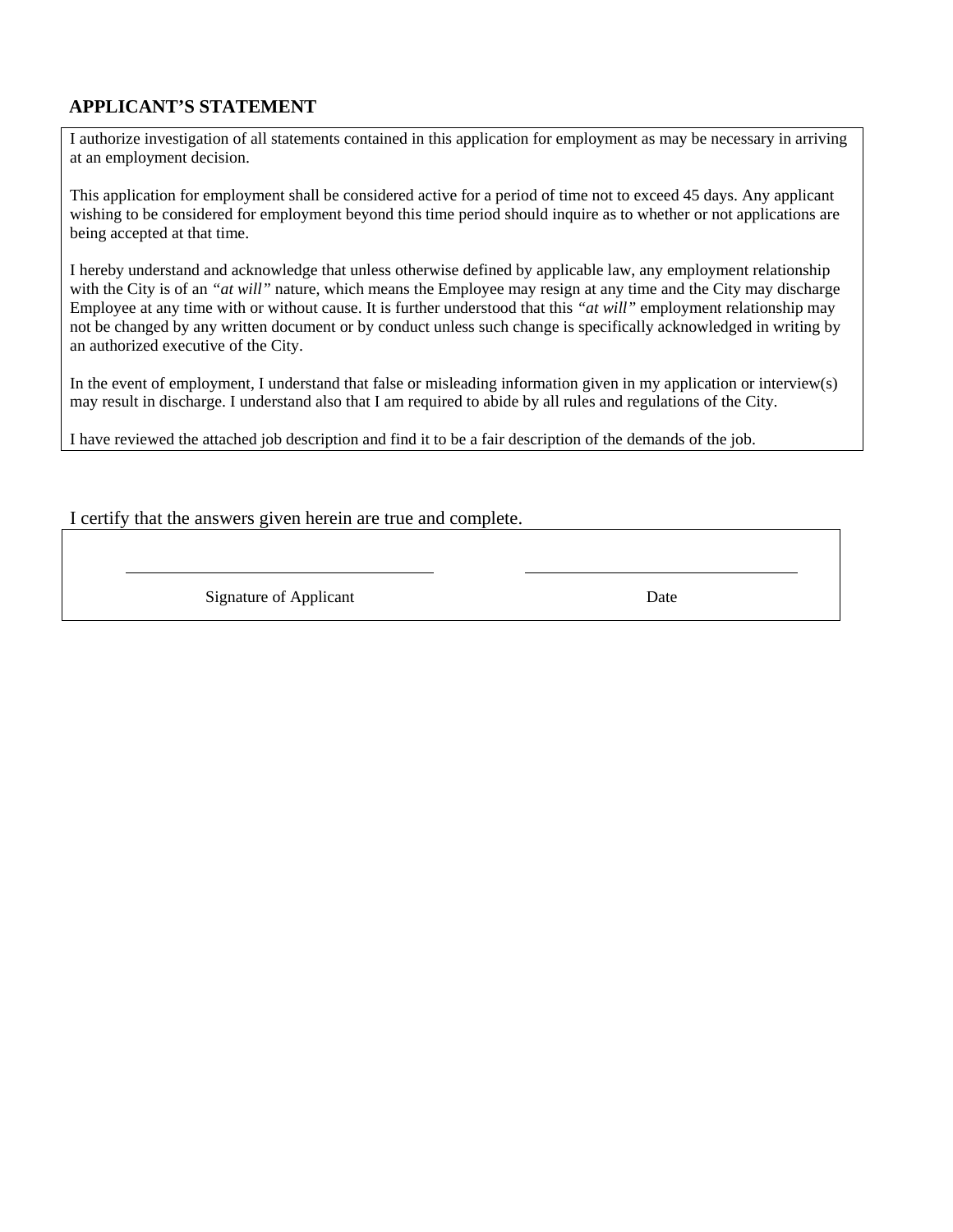## APPLICANT'S STATEMENT

I authorize investigation of all statements contained in this application for employment as may be necessary in arriving at an employment decision.

This application for employment shall be considered active for a period of time not to exceed 45 days. Any applicant wishing to be considered for employment beyond this time period should inquire as to whether or not applications are being accepted at that time.

I hereby understand and acknowledge that unless otherwise defined by applicable law, any employment relationship with the City is of an *"at will"* nature, which means the Employee may resign at any time and the City may discharge Employee at any time with or without cause. It is further understood that this *"at will"* employment relationship may not be changed by any written document or by conduct unless such change is specifically acknowledged in writing by an authorized executive of the City.

In the event of employment, I understand that false or misleading information given in my application or interview(s) may result in discharge. I understand also that I am required to abide by all rules and regulations of the City.

I have reviewed the attached job description and find it to be a fair description of the demands of the job.

I certify that the answers given herein are true and complete.

| Signature of Applicant | Date |
|---|---|
| | |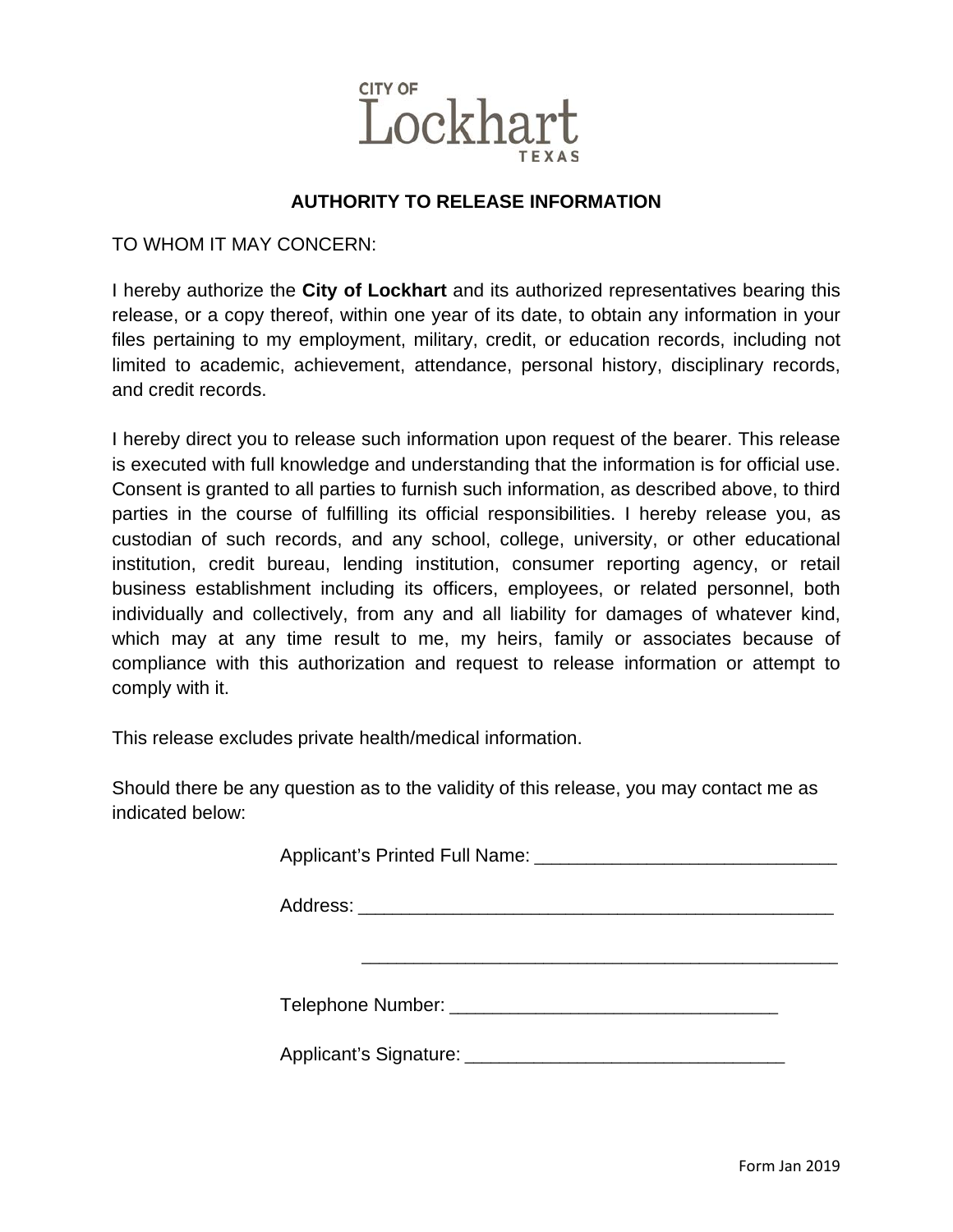CITY OF
Lockhart
TEXAS

## AUTHORITY TO RELEASE INFORMATION

TO WHOM IT MAY CONCERN:

I hereby authorize the **City of Lockhart** and its authorized representatives bearing this release, or a copy thereof, within one year of its date, to obtain any information in your files pertaining to my employment, military, credit, or education records, including not limited to academic, achievement, attendance, personal history, disciplinary records, and credit records.

I hereby direct you to release such information upon request of the bearer. This release is executed with full knowledge and understanding that the information is for official use. Consent is granted to all parties to furnish such information, as described above, to third parties in the course of fulfilling its official responsibilities. I hereby release you, as custodian of such records, and any school, college, university, or other educational institution, credit bureau, lending institution, consumer reporting agency, or retail business establishment including its officers, employees, or related personnel, both individually and collectively, from any and all liability for damages of whatever kind, which may at any time result to me, my heirs, family or associates because of compliance with this authorization and request to release information or attempt to comply with it.

This release excludes private health/medical information.

Should there be any question as to the validity of this release, you may contact me as indicated below:

Applicant's Printed Full Name: ______________________________

Address: _________________________________________________

_________________________________________________

Telephone Number: ________________________________

Applicant's Signature: _______________________________

Form Jan 2019